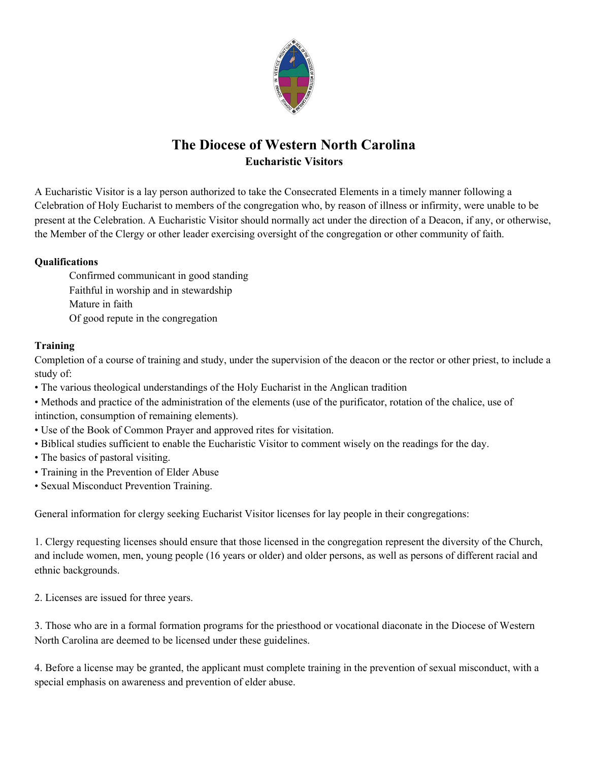# The Diocese of Western North Carolina

## Eucharistic Visitors

A Eucharistic Visitor is a lay person authorized to take the Consecrated Elements in a timely manner following a Celebration of Holy Eucharist to members of the congregation who, by reason of illness or infirmity, were unable to be present at the Celebration. A Eucharistic Visitor should normally act under the direction of a Deacon, if any, or otherwise, the Member of the Clergy or other leader exercising oversight of the congregation or other community of faith.

**Qualifications**

Confirmed communicant in good standing
Faithful in worship and in stewardship
Mature in faith
Of good repute in the congregation

**Training**

Completion of a course of training and study, under the supervision of the deacon or the rector or other priest, to include a study of:

- The various theological understandings of the Holy Eucharist in the Anglican tradition
- Methods and practice of the administration of the elements (use of the purificator, rotation of the chalice, use of intinction, consumption of remaining elements).
- Use of the Book of Common Prayer and approved rites for visitation.
- Biblical studies sufficient to enable the Eucharistic Visitor to comment wisely on the readings for the day.
- The basics of pastoral visiting.
- Training in the Prevention of Elder Abuse
- Sexual Misconduct Prevention Training.

General information for clergy seeking Eucharist Visitor licenses for lay people in their congregations:

1. Clergy requesting licenses should ensure that those licensed in the congregation represent the diversity of the Church, and include women, men, young people (16 years or older) and older persons, as well as persons of different racial and ethnic backgrounds.

2. Licenses are issued for three years.

3. Those who are in a formal formation programs for the priesthood or vocational diaconate in the Diocese of Western North Carolina are deemed to be licensed under these guidelines.

4. Before a license may be granted, the applicant must complete training in the prevention of sexual misconduct, with a special emphasis on awareness and prevention of elder abuse.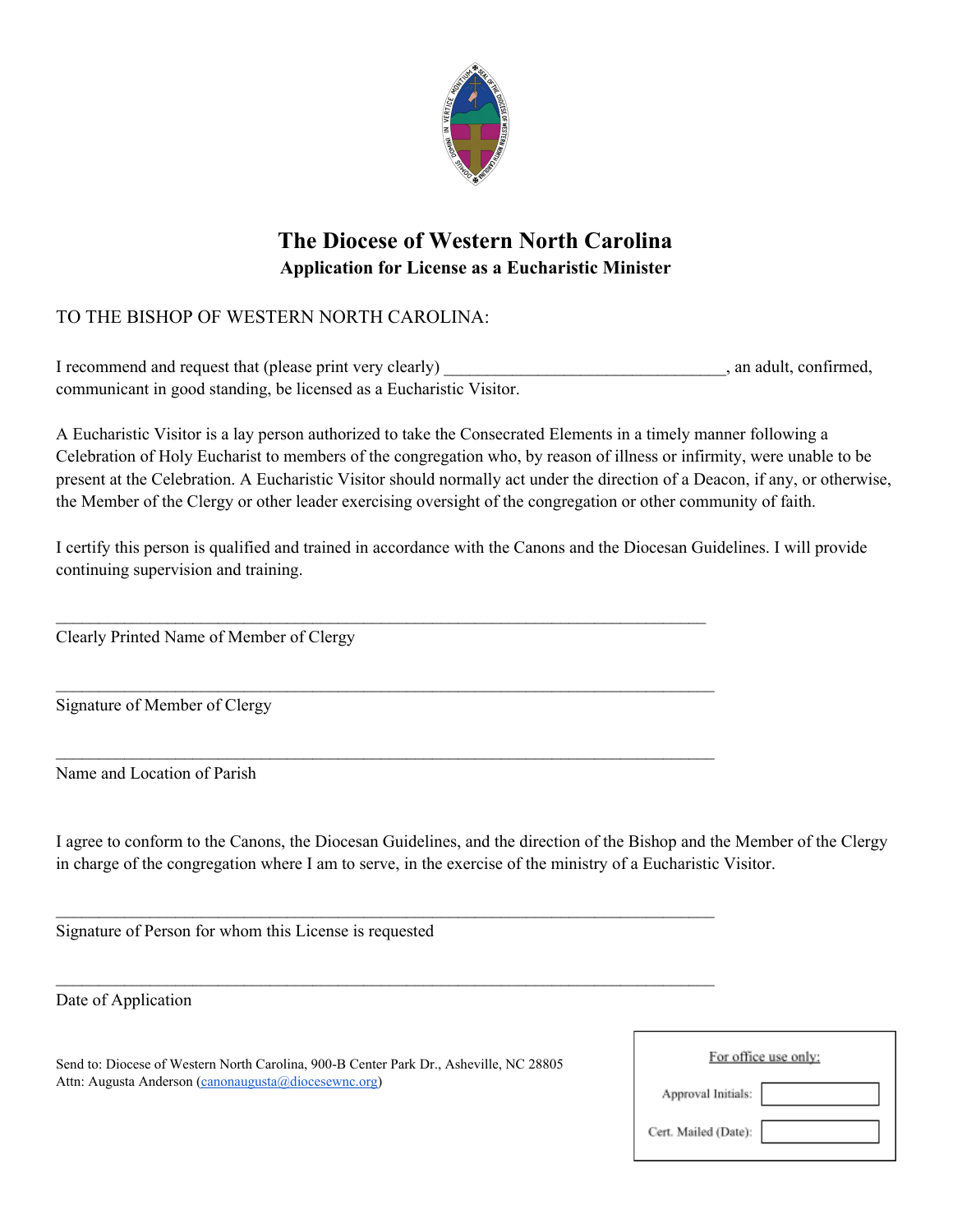# The Diocese of Western North Carolina

## Application for License as a Eucharistic Minister

TO THE BISHOP OF WESTERN NORTH CAROLINA:

I recommend and request that (please print very clearly) _________________________________, an adult, confirmed, communicant in good standing, be licensed as a Eucharistic Visitor.

A Eucharistic Visitor is a lay person authorized to take the Consecrated Elements in a timely manner following a Celebration of Holy Eucharist to members of the congregation who, by reason of illness or infirmity, were unable to be present at the Celebration. A Eucharistic Visitor should normally act under the direction of a Deacon, if any, or otherwise, the Member of the Clergy or other leader exercising oversight of the congregation or other community of faith.

I certify this person is qualified and trained in accordance with the Canons and the Diocesan Guidelines. I will provide continuing supervision and training.

_____________________________________________________________________________

Clearly Printed Name of Member of Clergy

_____________________________________________________________________________

Signature of Member of Clergy

_____________________________________________________________________________

Name and Location of Parish

I agree to conform to the Canons, the Diocesan Guidelines, and the direction of the Bishop and the Member of the Clergy in charge of the congregation where I am to serve, in the exercise of the ministry of a Eucharistic Visitor.

_____________________________________________________________________________

Signature of Person for whom this License is requested

_____________________________________________________________________________

Date of Application

Send to: Diocese of Western North Carolina, 900-B Center Park Dr., Asheville, NC 28805
Attn: Augusta Anderson (canonaugusta@diocesewnc.org)

For office use only:

Approval Initials: __________

Cert. Mailed (Date): __________